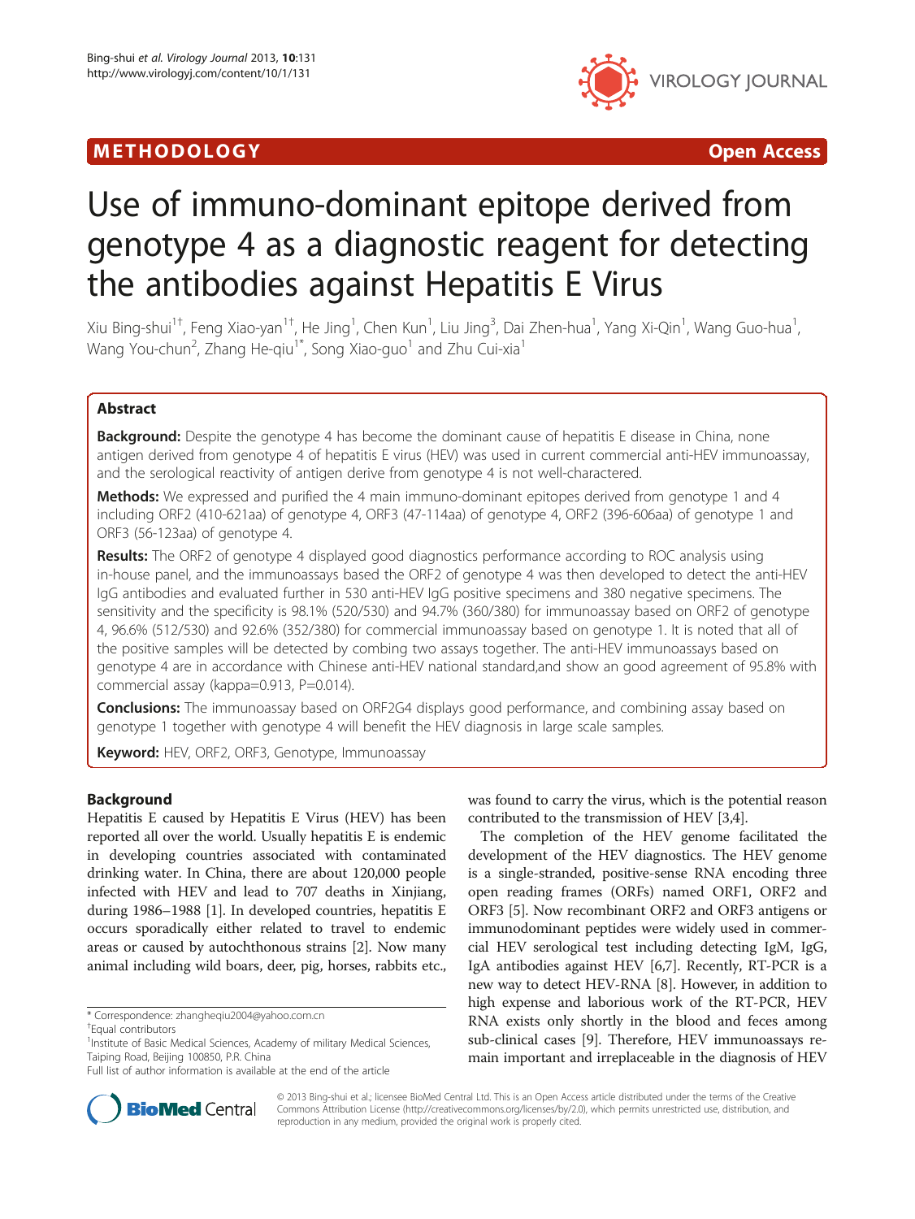METHODOLOGY Open Access

# Use of immuno-dominant epitope derived from genotype 4 as a diagnostic reagent for detecting the antibodies against Hepatitis E Virus

Xiu Bing-shui[1†], Feng Xiao-yan[1†], He Jing[1], Chen Kun[1], Liu Jing[3], Dai Zhen-hua[1], Yang Xi-Qin[1], Wang Guo-hua[1], Wang You-chun[2], Zhang He-qiu[1*], Song Xiao-guo[1] and Zhu Cui-xia[1]

## Abstract

**Background:** Despite the genotype 4 has become the dominant cause of hepatitis E disease in China, none antigen derived from genotype 4 of hepatitis E virus (HEV) was used in current commercial anti-HEV immunoassay, and the serological reactivity of antigen derive from genotype 4 is not well-charactered.

**Methods:** We expressed and purified the 4 main immuno-dominant epitopes derived from genotype 1 and 4 including ORF2 (410-621aa) of genotype 4, ORF3 (47-114aa) of genotype 4, ORF2 (396-606aa) of genotype 1 and ORF3 (56-123aa) of genotype 4.

**Results:** The ORF2 of genotype 4 displayed good diagnostics performance according to ROC analysis using in-house panel, and the immunoassays based the ORF2 of genotype 4 was then developed to detect the anti-HEV IgG antibodies and evaluated further in 530 anti-HEV IgG positive specimens and 380 negative specimens. The sensitivity and the specificity is 98.1% (520/530) and 94.7% (360/380) for immunoassay based on ORF2 of genotype 4, 96.6% (512/530) and 92.6% (352/380) for commercial immunoassay based on genotype 1. It is noted that all of the positive samples will be detected by combing two assays together. The anti-HEV immunoassays based on genotype 4 are in accordance with Chinese anti-HEV national standard,and show an good agreement of 95.8% with commercial assay (kappa=0.913, P=0.014).

**Conclusions:** The immunoassay based on ORF2G4 displays good performance, and combining assay based on genotype 1 together with genotype 4 will benefit the HEV diagnosis in large scale samples.

**Keyword:** HEV, ORF2, ORF3, Genotype, Immunoassay

## Background

Hepatitis E caused by Hepatitis E Virus (HEV) has been reported all over the world. Usually hepatitis E is endemic in developing countries associated with contaminated drinking water. In China, there are about 120,000 people infected with HEV and lead to 707 deaths in Xinjiang, during 1986–1988 [1]. In developed countries, hepatitis E occurs sporadically either related to travel to endemic areas or caused by autochthonous strains [2]. Now many animal including wild boars, deer, pig, horses, rabbits etc., was found to carry the virus, which is the potential reason contributed to the transmission of HEV [3,4].

The completion of the HEV genome facilitated the development of the HEV diagnostics. The HEV genome is a single-stranded, positive-sense RNA encoding three open reading frames (ORFs) named ORF1, ORF2 and ORF3 [5]. Now recombinant ORF2 and ORF3 antigens or immunodominant peptides were widely used in commercial HEV serological test including detecting IgM, IgG, IgA antibodies against HEV [6,7]. Recently, RT-PCR is a new way to detect HEV-RNA [8]. However, in addition to high expense and laborious work of the RT-PCR, HEV RNA exists only shortly in the blood and feces among sub-clinical cases [9]. Therefore, HEV immunoassays remain important and irreplaceable in the diagnosis of HEV

* Correspondence: zhangheqiu2004@yahoo.com.cn

†Equal contributors

[1]Institute of Basic Medical Sciences, Academy of military Medical Sciences, Taiping Road, Beijing 100850, P.R. China

Full list of author information is available at the end of the article

© 2013 Bing-shui et al.; licensee BioMed Central Ltd. This is an Open Access article distributed under the terms of the Creative Commons Attribution License (http://creativecommons.org/licenses/by/2.0), which permits unrestricted use, distribution, and reproduction in any medium, provided the original work is properly cited.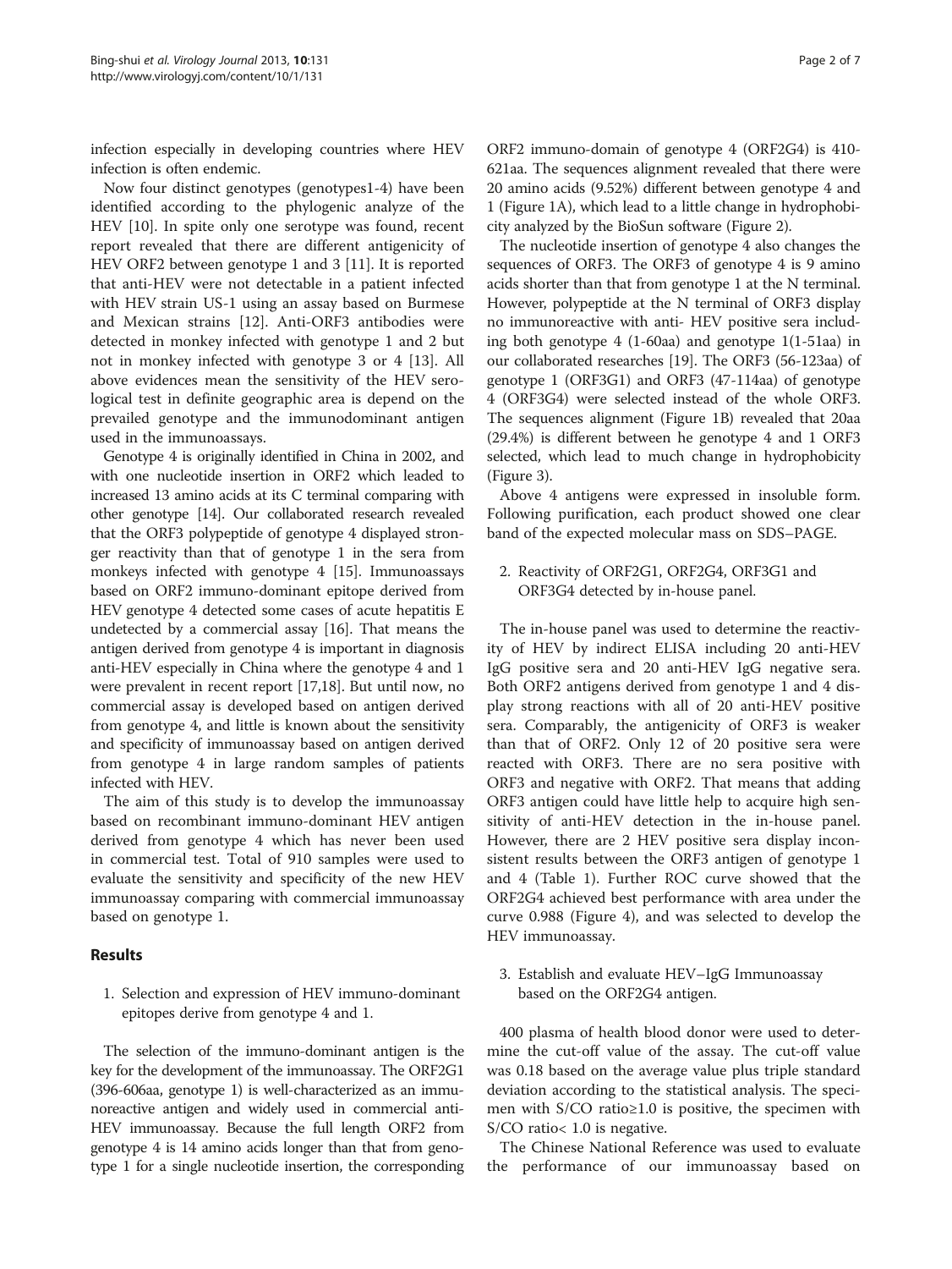infection especially in developing countries where HEV infection is often endemic.

Now four distinct genotypes (genotypes1-4) have been identified according to the phylogenic analyze of the HEV [10]. In spite only one serotype was found, recent report revealed that there are different antigenicity of HEV ORF2 between genotype 1 and 3 [11]. It is reported that anti-HEV were not detectable in a patient infected with HEV strain US-1 using an assay based on Burmese and Mexican strains [12]. Anti-ORF3 antibodies were detected in monkey infected with genotype 1 and 2 but not in monkey infected with genotype 3 or 4 [13]. All above evidences mean the sensitivity of the HEV serological test in definite geographic area is depend on the prevailed genotype and the immunodominant antigen used in the immunoassays.

Genotype 4 is originally identified in China in 2002, and with one nucleotide insertion in ORF2 which leaded to increased 13 amino acids at its C terminal comparing with other genotype [14]. Our collaborated research revealed that the ORF3 polypeptide of genotype 4 displayed stronger reactivity than that of genotype 1 in the sera from monkeys infected with genotype 4 [15]. Immunoassays based on ORF2 immuno-dominant epitope derived from HEV genotype 4 detected some cases of acute hepatitis E undetected by a commercial assay [16]. That means the antigen derived from genotype 4 is important in diagnosis anti-HEV especially in China where the genotype 4 and 1 were prevalent in recent report [17,18]. But until now, no commercial assay is developed based on antigen derived from genotype 4, and little is known about the sensitivity and specificity of immunoassay based on antigen derived from genotype 4 in large random samples of patients infected with HEV.

The aim of this study is to develop the immunoassay based on recombinant immuno-dominant HEV antigen derived from genotype 4 which has never been used in commercial test. Total of 910 samples were used to evaluate the sensitivity and specificity of the new HEV immunoassay comparing with commercial immunoassay based on genotype 1.

## Results

1. Selection and expression of HEV immuno-dominant epitopes derive from genotype 4 and 1.

The selection of the immuno-dominant antigen is the key for the development of the immunoassay. The ORF2G1 (396-606aa, genotype 1) is well-characterized as an immunoreactive antigen and widely used in commercial anti-HEV immunoassay. Because the full length ORF2 from genotype 4 is 14 amino acids longer than that from genotype 1 for a single nucleotide insertion, the corresponding ORF2 immuno-domain of genotype 4 (ORF2G4) is 410-621aa. The sequences alignment revealed that there were 20 amino acids (9.52%) different between genotype 4 and 1 (Figure 1A), which lead to a little change in hydrophobicity analyzed by the BioSun software (Figure 2).

The nucleotide insertion of genotype 4 also changes the sequences of ORF3. The ORF3 of genotype 4 is 9 amino acids shorter than that from genotype 1 at the N terminal. However, polypeptide at the N terminal of ORF3 display no immunoreactive with anti- HEV positive sera including both genotype 4 (1-60aa) and genotype 1(1-51aa) in our collaborated researches [19]. The ORF3 (56-123aa) of genotype 1 (ORF3G1) and ORF3 (47-114aa) of genotype 4 (ORF3G4) were selected instead of the whole ORF3. The sequences alignment (Figure 1B) revealed that 20aa (29.4%) is different between he genotype 4 and 1 ORF3 selected, which lead to much change in hydrophobicity (Figure 3).

Above 4 antigens were expressed in insoluble form. Following purification, each product showed one clear band of the expected molecular mass on SDS–PAGE.

2. Reactivity of ORF2G1, ORF2G4, ORF3G1 and ORF3G4 detected by in-house panel.

The in-house panel was used to determine the reactivity of HEV by indirect ELISA including 20 anti-HEV IgG positive sera and 20 anti-HEV IgG negative sera. Both ORF2 antigens derived from genotype 1 and 4 display strong reactions with all of 20 anti-HEV positive sera. Comparably, the antigenicity of ORF3 is weaker than that of ORF2. Only 12 of 20 positive sera were reacted with ORF3. There are no sera positive with ORF3 and negative with ORF2. That means that adding ORF3 antigen could have little help to acquire high sensitivity of anti-HEV detection in the in-house panel. However, there are 2 HEV positive sera display inconsistent results between the ORF3 antigen of genotype 1 and 4 (Table 1). Further ROC curve showed that the ORF2G4 achieved best performance with area under the curve 0.988 (Figure 4), and was selected to develop the HEV immunoassay.

3. Establish and evaluate HEV–IgG Immunoassay based on the ORF2G4 antigen.

400 plasma of health blood donor were used to determine the cut-off value of the assay. The cut-off value was 0.18 based on the average value plus triple standard deviation according to the statistical analysis. The specimen with S/CO ratio≥1.0 is positive, the specimen with S/CO ratio< 1.0 is negative.

The Chinese National Reference was used to evaluate the performance of our immunoassay based on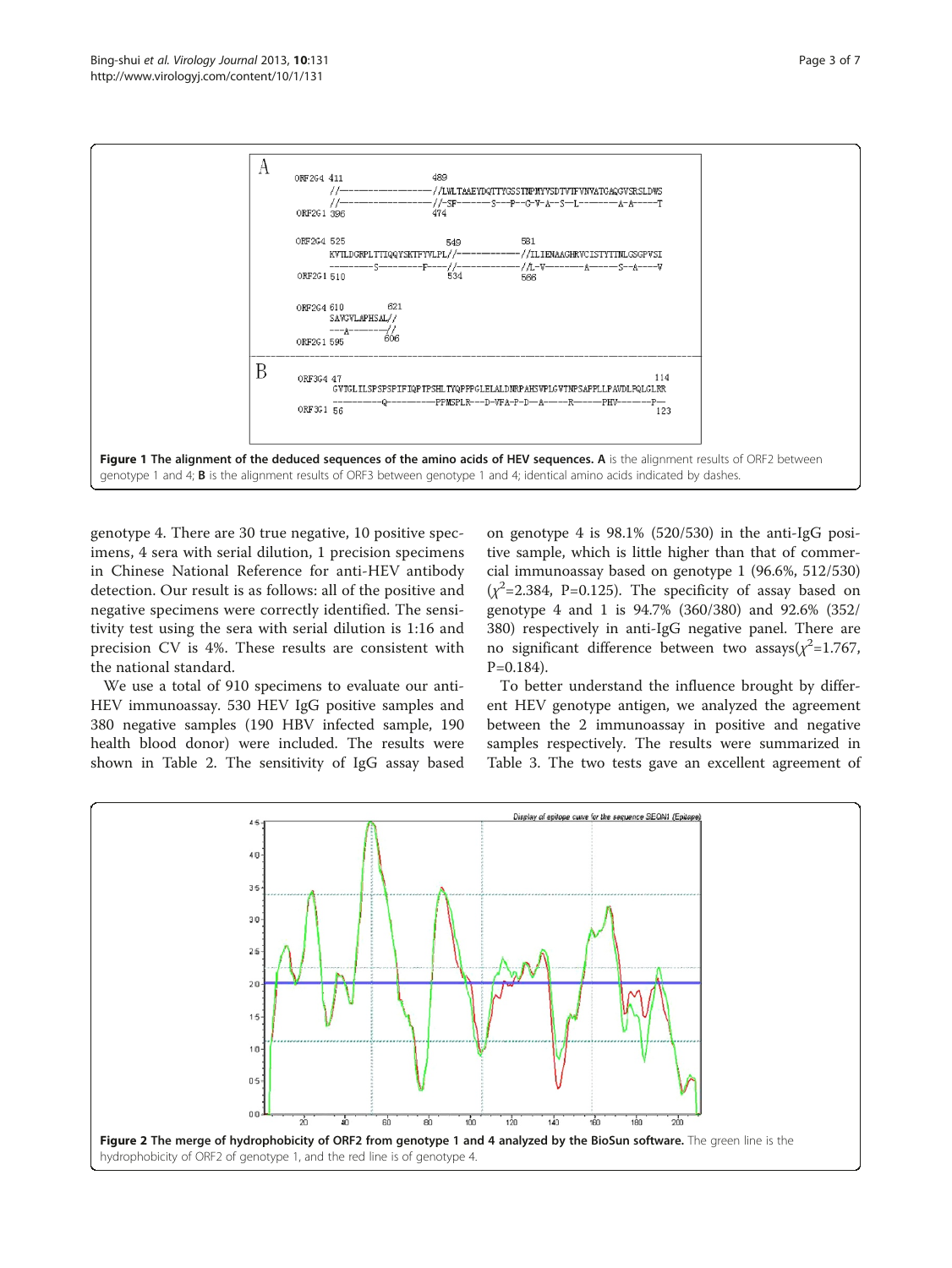**Figure 1 The alignment of the deduced sequences of the amino acids of HEV sequences.** **A** is the alignment results of ORF2 between genotype 1 and 4; **B** is the alignment results of ORF3 between genotype 1 and 4; identical amino acids indicated by dashes.

genotype 4. There are 30 true negative, 10 positive specimens, 4 sera with serial dilution, 1 precision specimens in Chinese National Reference for anti-HEV antibody detection. Our result is as follows: all of the positive and negative specimens were correctly identified. The sensitivity test using the sera with serial dilution is 1:16 and precision CV is 4%. These results are consistent with the national standard.

We use a total of 910 specimens to evaluate our anti-HEV immunoassay. 530 HEV IgG positive samples and 380 negative samples (190 HBV infected sample, 190 health blood donor) were included. The results were shown in Table 2. The sensitivity of IgG assay based on genotype 4 is 98.1% (520/530) in the anti-IgG positive sample, which is little higher than that of commercial immunoassay based on genotype 1 (96.6%, 512/530) ($\chi^2$=2.384, P=0.125). The specificity of assay based on genotype 4 and 1 is 94.7% (360/380) and 92.6% (352/380) respectively in anti-IgG negative panel. There are no significant difference between two assays($\chi^2$=1.767, P=0.184).

To better understand the influence brought by different HEV genotype antigen, we analyzed the agreement between the 2 immunoassay in positive and negative samples respectively. The results were summarized in Table 3. The two tests gave an excellent agreement of

**Figure 2 The merge of hydrophobicity of ORF2 from genotype 1 and 4 analyzed by the BioSun software.** The green line is the hydrophobicity of ORF2 of genotype 1, and the red line is of genotype 4.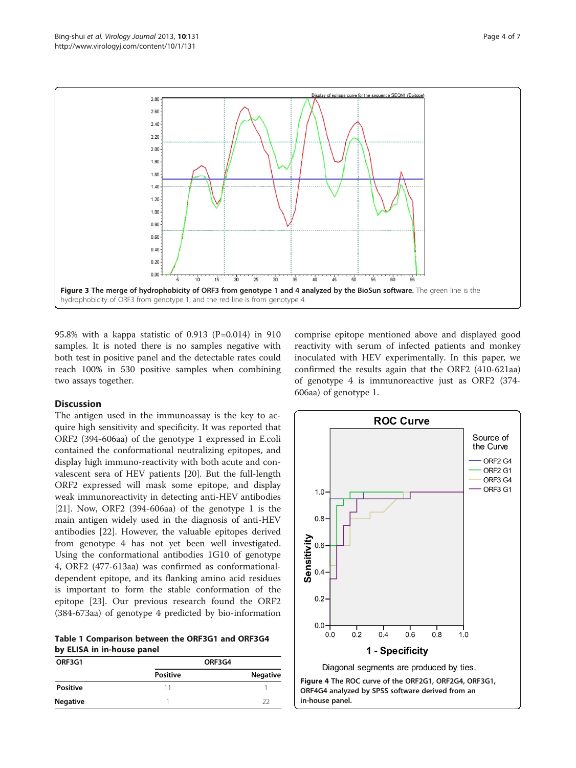Figure 3 The merge of hydrophobicity of ORF3 from genotype 1 and 4 analyzed by the BioSun software. The green line is the hydrophobicity of ORF3 from genotype 1, and the red line is from genotype 4.

95.8% with a kappa statistic of 0.913 (P=0.014) in 910 samples. It is noted there is no samples negative with both test in positive panel and the detectable rates could reach 100% in 530 positive samples when combining two assays together.

## Discussion

The antigen used in the immunoassay is the key to acquire high sensitivity and specificity. It was reported that ORF2 (394-606aa) of the genotype 1 expressed in E.coli contained the conformational neutralizing epitopes, and display high immuno-reactivity with both acute and convalescent sera of HEV patients [20]. But the full-length ORF2 expressed will mask some epitope, and display weak immunoreactivity in detecting anti-HEV antibodies [21]. Now, ORF2 (394-606aa) of the genotype 1 is the main antigen widely used in the diagnosis of anti-HEV antibodies [22]. However, the valuable epitopes derived from genotype 4 has not yet been well investigated. Using the conformational antibodies 1G10 of genotype 4, ORF2 (477-613aa) was confirmed as conformational-dependent epitope, and its flanking amino acid residues is important to form the stable conformation of the epitope [23]. Our previous research found the ORF2 (384-673aa) of genotype 4 predicted by bio-information comprise epitope mentioned above and displayed good reactivity with serum of infected patients and monkey inoculated with HEV experimentally. In this paper, we confirmed the results again that the ORF2 (410-621aa) of genotype 4 is immunoreactive just as ORF2 (374-606aa) of genotype 1.

**Table 1 Comparison between the ORF3G1 and ORF3G4 by ELISA in in-house panel**

| ORF3G1 | ORF3G4 | |
|---|---|---|
| | Positive | Negative |
| Positive | 11 | 1 |
| Negative | 1 | 22 |

Figure 4 The ROC curve of the ORF2G1, ORF2G4, ORF3G1, ORF4G4 analyzed by SPSS software derived from an in-house panel.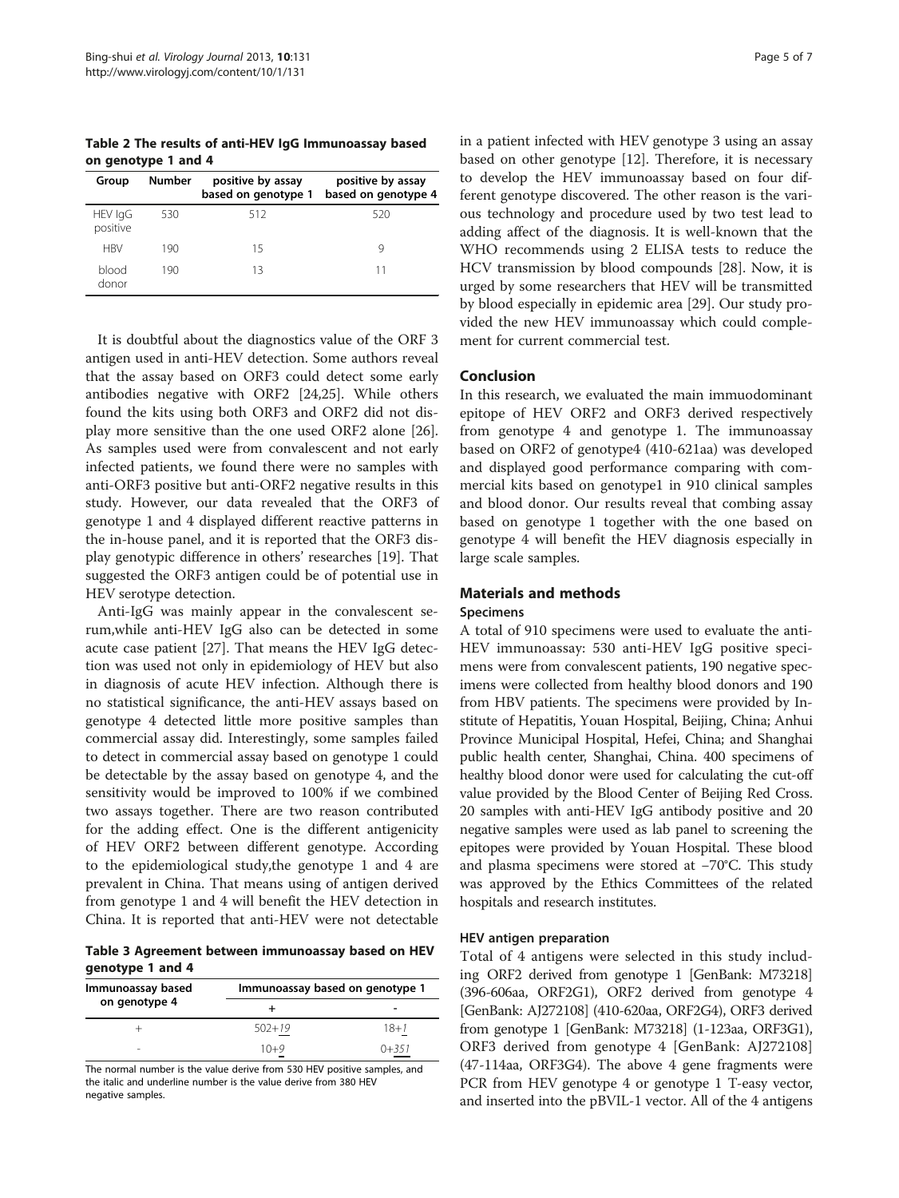**Table 2 The results of anti-HEV IgG Immunoassay based on genotype 1 and 4**

| Group | Number | positive by assay based on genotype 1 | positive by assay based on genotype 4 |
|---|---|---|---|
| HEV IgG positive | 530 | 512 | 520 |
| HBV | 190 | 15 | 9 |
| blood donor | 190 | 13 | 11 |

It is doubtful about the diagnostics value of the ORF 3 antigen used in anti-HEV detection. Some authors reveal that the assay based on ORF3 could detect some early antibodies negative with ORF2 [24,25]. While others found the kits using both ORF3 and ORF2 did not display more sensitive than the one used ORF2 alone [26]. As samples used were from convalescent and not early infected patients, we found there were no samples with anti-ORF3 positive but anti-ORF2 negative results in this study. However, our data revealed that the ORF3 of genotype 1 and 4 displayed different reactive patterns in the in-house panel, and it is reported that the ORF3 display genotypic difference in others' researches [19]. That suggested the ORF3 antigen could be of potential use in HEV serotype detection.

Anti-IgG was mainly appear in the convalescent serum,while anti-HEV IgG also can be detected in some acute case patient [27]. That means the HEV IgG detection was used not only in epidemiology of HEV but also in diagnosis of acute HEV infection. Although there is no statistical significance, the anti-HEV assays based on genotype 4 detected little more positive samples than commercial assay did. Interestingly, some samples failed to detect in commercial assay based on genotype 1 could be detectable by the assay based on genotype 4, and the sensitivity would be improved to 100% if we combined two assays together. There are two reason contributed for the adding effect. One is the different antigenicity of HEV ORF2 between different genotype. According to the epidemiological study,the genotype 1 and 4 are prevalent in China. That means using of antigen derived from genotype 1 and 4 will benefit the HEV detection in China. It is reported that anti-HEV were not detectable in a patient infected with HEV genotype 3 using an assay based on other genotype [12]. Therefore, it is necessary to develop the HEV immunoassay based on four different genotype discovered. The other reason is the various technology and procedure used by two test lead to adding affect of the diagnosis. It is well-known that the WHO recommends using 2 ELISA tests to reduce the HCV transmission by blood compounds [28]. Now, it is urged by some researchers that HEV will be transmitted by blood especially in epidemic area [29]. Our study provided the new HEV immunoassay which could complement for current commercial test.

**Table 3 Agreement between immunoassay based on HEV genotype 1 and 4**

| Immunoassay based on genotype 4 | Immunoassay based on genotype 1 | |
|---|---|---|
| | + | - |
| + | 502+*19* | 18+*1* |
| - | 10+*9* | 0+*351* |

The normal number is the value derive from 530 HEV positive samples, and the italic and underline number is the value derive from 380 HEV negative samples.

## Conclusion

In this research, we evaluated the main immuodominant epitope of HEV ORF2 and ORF3 derived respectively from genotype 4 and genotype 1. The immunoassay based on ORF2 of genotype4 (410-621aa) was developed and displayed good performance comparing with commercial kits based on genotype1 in 910 clinical samples and blood donor. Our results reveal that combing assay based on genotype 1 together with the one based on genotype 4 will benefit the HEV diagnosis especially in large scale samples.

## Materials and methods

### Specimens

A total of 910 specimens were used to evaluate the anti-HEV immunoassay: 530 anti-HEV IgG positive specimens were from convalescent patients, 190 negative specimens were collected from healthy blood donors and 190 from HBV patients. The specimens were provided by Institute of Hepatitis, Youan Hospital, Beijing, China; Anhui Province Municipal Hospital, Hefei, China; and Shanghai public health center, Shanghai, China. 400 specimens of healthy blood donor were used for calculating the cut-off value provided by the Blood Center of Beijing Red Cross. 20 samples with anti-HEV IgG antibody positive and 20 negative samples were used as lab panel to screening the epitopes were provided by Youan Hospital. These blood and plasma specimens were stored at −70°C. This study was approved by the Ethics Committees of the related hospitals and research institutes.

### HEV antigen preparation

Total of 4 antigens were selected in this study including ORF2 derived from genotype 1 [GenBank: M73218] (396-606aa, ORF2G1), ORF2 derived from genotype 4 [GenBank: AJ272108] (410-620aa, ORF2G4), ORF3 derived from genotype 1 [GenBank: M73218] (1-123aa, ORF3G1), ORF3 derived from genotype 4 [GenBank: AJ272108] (47-114aa, ORF3G4). The above 4 gene fragments were PCR from HEV genotype 4 or genotype 1 T-easy vector, and inserted into the pBVIL-1 vector. All of the 4 antigens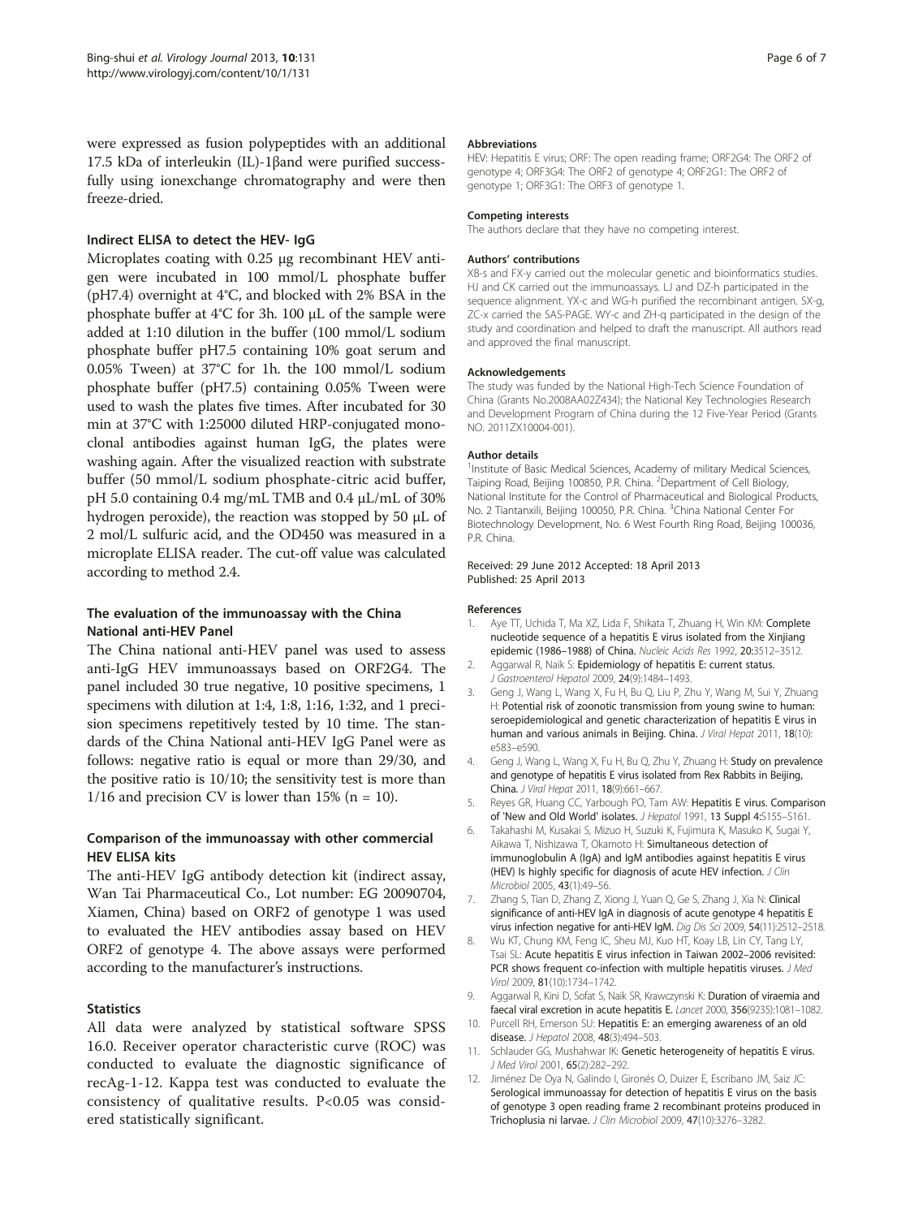were expressed as fusion polypeptides with an additional 17.5 kDa of interleukin (IL)-1βand were purified successfully using ionexchange chromatography and were then freeze-dried.

### Indirect ELISA to detect the HEV- IgG

Microplates coating with 0.25 μg recombinant HEV antigen were incubated in 100 mmol/L phosphate buffer (pH7.4) overnight at 4°C, and blocked with 2% BSA in the phosphate buffer at 4°C for 3h. 100 μL of the sample were added at 1:10 dilution in the buffer (100 mmol/L sodium phosphate buffer pH7.5 containing 10% goat serum and 0.05% Tween) at 37°C for 1h. the 100 mmol/L sodium phosphate buffer (pH7.5) containing 0.05% Tween were used to wash the plates five times. After incubated for 30 min at 37°C with 1:25000 diluted HRP-conjugated monoclonal antibodies against human IgG, the plates were washing again. After the visualized reaction with substrate buffer (50 mmol/L sodium phosphate-citric acid buffer, pH 5.0 containing 0.4 mg/mL TMB and 0.4 μL/mL of 30% hydrogen peroxide), the reaction was stopped by 50 μL of 2 mol/L sulfuric acid, and the OD450 was measured in a microplate ELISA reader. The cut-off value was calculated according to method 2.4.

### The evaluation of the immunoassay with the China National anti-HEV Panel

The China national anti-HEV panel was used to assess anti-IgG HEV immunoassays based on ORF2G4. The panel included 30 true negative, 10 positive specimens, 1 specimens with dilution at 1:4, 1:8, 1:16, 1:32, and 1 precision specimens repetitively tested by 10 time. The standards of the China National anti-HEV IgG Panel were as follows: negative ratio is equal or more than 29/30, and the positive ratio is 10/10; the sensitivity test is more than 1/16 and precision CV is lower than 15% (n = 10).

### Comparison of the immunoassay with other commercial HEV ELISA kits

The anti-HEV IgG antibody detection kit (indirect assay, Wan Tai Pharmaceutical Co., Lot number: EG 20090704, Xiamen, China) based on ORF2 of genotype 1 was used to evaluated the HEV antibodies assay based on HEV ORF2 of genotype 4. The above assays were performed according to the manufacturer's instructions.

### Statistics

All data were analyzed by statistical software SPSS 16.0. Receiver operator characteristic curve (ROC) was conducted to evaluate the diagnostic significance of recAg-1-12. Kappa test was conducted to evaluate the consistency of qualitative results. $P<0.05$ was considered statistically significant.

#### Abbreviations

HEV: Hepatitis E virus; ORF: The open reading frame; ORF2G4: The ORF2 of genotype 4; ORF3G4: The ORF2 of genotype 4; ORF2G1: The ORF2 of genotype 1; ORF3G1: The ORF3 of genotype 1.

#### Competing interests

The authors declare that they have no competing interest.

#### Authors' contributions

XB-s and FX-y carried out the molecular genetic and bioinformatics studies. HJ and CK carried out the immunoassays. LJ and DZ-h participated in the sequence alignment. YX-c and WG-h purified the recombinant antigen. SX-g, ZC-x carried the SAS-PAGE. WY-c and ZH-q participated in the design of the study and coordination and helped to draft the manuscript. All authors read and approved the final manuscript.

#### Acknowledgements

The study was funded by the National High-Tech Science Foundation of China (Grants No.2008AA02Z434); the National Key Technologies Research and Development Program of China during the 12 Five-Year Period (Grants NO. 2011ZX10004-001).

#### Author details

[1]Institute of Basic Medical Sciences, Academy of military Medical Sciences, Taiping Road, Beijing 100850, P.R. China. [2]Department of Cell Biology, National Institute for the Control of Pharmaceutical and Biological Products, No. 2 Tiantanxili, Beijing 100050, P.R. China. [3]China National Center For Biotechnology Development, No. 6 West Fourth Ring Road, Beijing 100036, P.R. China.

Received: 29 June 2012 Accepted: 18 April 2013
Published: 25 April 2013

#### References

1. Aye TT, Uchida T, Ma XZ, Lida F, Shikata T, Zhuang H, Win KM: **Complete nucleotide sequence of a hepatitis E virus isolated from the Xinjiang epidemic (1986–1988) of China.** *Nucleic Acids Res* 1992, **20:**3512–3512.
2. Aggarwal R, Naik S: **Epidemiology of hepatitis E: current status.** *J Gastroenterol Hepatol* 2009, **24**(9):1484–1493.
3. Geng J, Wang L, Wang X, Fu H, Bu Q, Liu P, Zhu Y, Wang M, Sui Y, Zhuang H: **Potential risk of zoonotic transmission from young swine to human: seroepidemiological and genetic characterization of hepatitis E virus in human and various animals in Beijing. China.** *J Viral Hepat* 2011, **18**(10): e583–e590.
4. Geng J, Wang L, Wang X, Fu H, Bu Q, Zhu Y, Zhuang H: **Study on prevalence and genotype of hepatitis E virus isolated from Rex Rabbits in Beijing, China.** *J Viral Hepat* 2011, **18**(9):661–667.
5. Reyes GR, Huang CC, Yarbough PO, Tam AW: **Hepatitis E virus. Comparison of 'New and Old World' isolates.** *J Hepatol* 1991, **13 Suppl 4:**S155–S161.
6. Takahashi M, Kusakai S, Mizuo H, Suzuki K, Fujimura K, Masuko K, Sugai Y, Aikawa T, Nishizawa T, Okamoto H: **Simultaneous detection of immunoglobulin A (IgA) and IgM antibodies against hepatitis E virus (HEV) Is highly specific for diagnosis of acute HEV infection.** *J Clin Microbiol* 2005, **43**(1):49–56.
7. Zhang S, Tian D, Zhang Z, Xiong J, Yuan Q, Ge S, Zhang J, Xia N: **Clinical significance of anti-HEV IgA in diagnosis of acute genotype 4 hepatitis E virus infection negative for anti-HEV IgM.** *Dig Dis Sci* 2009, **54**(11):2512–2518.
8. Wu KT, Chung KM, Feng IC, Sheu MJ, Kuo HT, Koay LB, Lin CY, Tang LY, Tsai SL: **Acute hepatitis E virus infection in Taiwan 2002–2006 revisited: PCR shows frequent co-infection with multiple hepatitis viruses.** *J Med Virol* 2009, **81**(10):1734–1742.
9. Aggarwal R, Kini D, Sofat S, Naik SR, Krawczynski K: **Duration of viraemia and faecal viral excretion in acute hepatitis E.** *Lancet* 2000, **356**(9235):1081–1082.
10. Purcell RH, Emerson SU: **Hepatitis E: an emerging awareness of an old disease.** *J Hepatol* 2008, **48**(3):494–503.
11. Schlauder GG, Mushahwar IK: **Genetic heterogeneity of hepatitis E virus.** *J Med Virol* 2001, **65**(2):282–292.
12. Jiménez De Oya N, Galindo I, Gironés O, Duizer E, Escribano JM, Saiz JC: **Serological immunoassay for detection of hepatitis E virus on the basis of genotype 3 open reading frame 2 recombinant proteins produced in Trichoplusia ni larvae.** *J Clin Microbiol* 2009, **47**(10):3276–3282.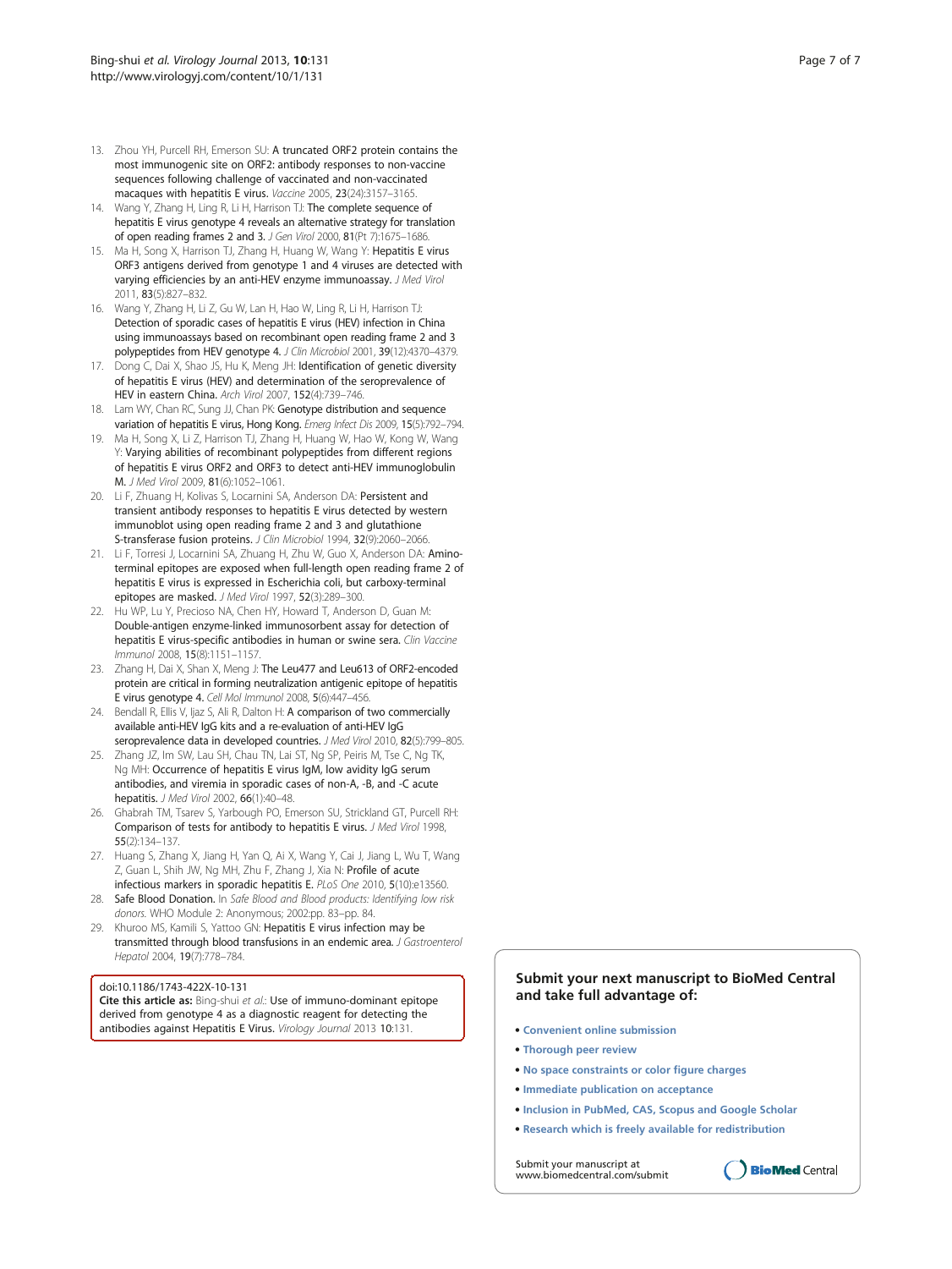13. Zhou YH, Purcell RH, Emerson SU: A truncated ORF2 protein contains the most immunogenic site on ORF2: antibody responses to non-vaccine sequences following challenge of vaccinated and non-vaccinated macaques with hepatitis E virus. *Vaccine* 2005, **23**(24):3157–3165.
14. Wang Y, Zhang H, Ling R, Li H, Harrison TJ: The complete sequence of hepatitis E virus genotype 4 reveals an alternative strategy for translation of open reading frames 2 and 3. *J Gen Virol* 2000, **81**(Pt 7):1675–1686.
15. Ma H, Song X, Harrison TJ, Zhang H, Huang W, Wang Y: Hepatitis E virus ORF3 antigens derived from genotype 1 and 4 viruses are detected with varying efficiencies by an anti-HEV enzyme immunoassay. *J Med Virol* 2011, **83**(5):827–832.
16. Wang Y, Zhang H, Li Z, Gu W, Lan H, Hao W, Ling R, Li H, Harrison TJ: Detection of sporadic cases of hepatitis E virus (HEV) infection in China using immunoassays based on recombinant open reading frame 2 and 3 polypeptides from HEV genotype 4. *J Clin Microbiol* 2001, **39**(12):4370–4379.
17. Dong C, Dai X, Shao JS, Hu K, Meng JH: Identification of genetic diversity of hepatitis E virus (HEV) and determination of the seroprevalence of HEV in eastern China. *Arch Virol* 2007, **152**(4):739–746.
18. Lam WY, Chan RC, Sung JJ, Chan PK: Genotype distribution and sequence variation of hepatitis E virus, Hong Kong. *Emerg Infect Dis* 2009, **15**(5):792–794.
19. Ma H, Song X, Li Z, Harrison TJ, Zhang H, Huang W, Hao W, Kong W, Wang Y: Varying abilities of recombinant polypeptides from different regions of hepatitis E virus ORF2 and ORF3 to detect anti-HEV immunoglobulin M. *J Med Virol* 2009, **81**(6):1052–1061.
20. Li F, Zhuang H, Kolivas S, Locarnini SA, Anderson DA: Persistent and transient antibody responses to hepatitis E virus detected by western immunoblot using open reading frame 2 and 3 and glutathione S-transferase fusion proteins. *J Clin Microbiol* 1994, **32**(9):2060–2066.
21. Li F, Torresi J, Locarnini SA, Zhuang H, Zhu W, Guo X, Anderson DA: Amino-terminal epitopes are exposed when full-length open reading frame 2 of hepatitis E virus is expressed in Escherichia coli, but carboxy-terminal epitopes are masked. *J Med Virol* 1997, **52**(3):289–300.
22. Hu WP, Lu Y, Precioso NA, Chen HY, Howard T, Anderson D, Guan M: Double-antigen enzyme-linked immunosorbent assay for detection of hepatitis E virus-specific antibodies in human or swine sera. *Clin Vaccine Immunol* 2008, **15**(8):1151–1157.
23. Zhang H, Dai X, Shan X, Meng J: The Leu477 and Leu613 of ORF2-encoded protein are critical in forming neutralization antigenic epitope of hepatitis E virus genotype 4. *Cell Mol Immunol* 2008, **5**(6):447–456.
24. Bendall R, Ellis V, Ijaz S, Ali R, Dalton H: A comparison of two commercially available anti-HEV IgG kits and a re-evaluation of anti-HEV IgG seroprevalence data in developed countries. *J Med Virol* 2010, **82**(5):799–805.
25. Zhang JZ, Im SW, Lau SH, Chau TN, Lai ST, Ng SP, Peiris M, Tse C, Ng TK, Ng MH: Occurrence of hepatitis E virus IgM, low avidity IgG serum antibodies, and viremia in sporadic cases of non-A, -B, and -C acute hepatitis. *J Med Virol* 2002, **66**(1):40–48.
26. Ghabrah TM, Tsarev S, Yarbough PO, Emerson SU, Strickland GT, Purcell RH: Comparison of tests for antibody to hepatitis E virus. *J Med Virol* 1998, **55**(2):134–137.
27. Huang S, Zhang X, Jiang H, Yan Q, Ai X, Wang Y, Cai J, Jiang L, Wu T, Wang Z, Guan L, Shih JW, Ng MH, Zhu F, Zhang J, Xia N: Profile of acute infectious markers in sporadic hepatitis E. *PLoS One* 2010, **5**(10):e13560.
28. Safe Blood Donation. In *Safe Blood and Blood products: Identifying low risk donors.* WHO Module 2: Anonymous; 2002:pp. 83–pp. 84.
29. Khuroo MS, Kamili S, Yattoo GN: Hepatitis E virus infection may be transmitted through blood transfusions in an endemic area. *J Gastroenterol Hepatol* 2004, **19**(7):778–784.

doi:10.1186/1743-422X-10-131

**Cite this article as:** Bing-shui *et al.*: Use of immuno-dominant epitope derived from genotype 4 as a diagnostic reagent for detecting the antibodies against Hepatitis E Virus. *Virology Journal* 2013 **10**:131.

**Submit your next manuscript to BioMed Central and take full advantage of:**

- **Convenient online submission**
- **Thorough peer review**
- **No space constraints or color figure charges**
- **Immediate publication on acceptance**
- **Inclusion in PubMed, CAS, Scopus and Google Scholar**
- **Research which is freely available for redistribution**

Submit your manuscript at
www.biomedcentral.com/submit

BioMed Central